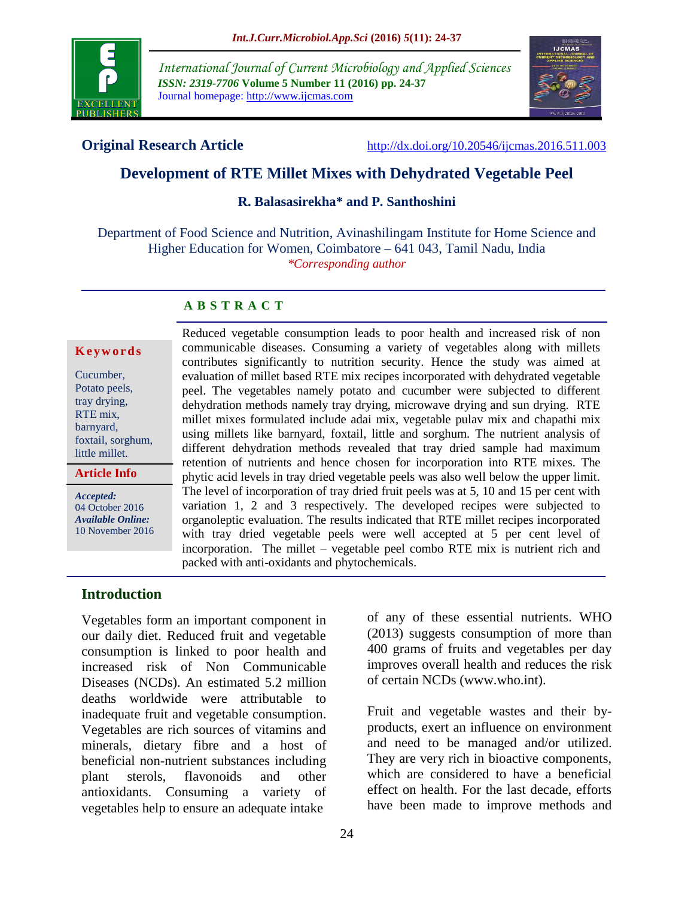International Journal of Current Microbiology and Applied Sciences
*ISSN: 2319-7706* **Volume 5 Number 11 (2016) pp. 24-37**
Journal homepage: http://www.ijcmas.com

**Original Research Article** http://dx.doi.org/10.20546/ijcmas.2016.511.003

# Development of RTE Millet Mixes with Dehydrated Vegetable Peel

**R. Balasasirekha\* and P. Santhoshini**

Department of Food Science and Nutrition, Avinashilingam Institute for Home Science and Higher Education for Women, Coimbatore – 641 043, Tamil Nadu, India
*\*Corresponding author*

## A B S T R A C T

**Keywords**

Cucumber, Potato peels, tray drying, RTE mix, barnyard, foxtail, sorghum, little millet.

**Article Info**

*Accepted:* 04 October 2016
*Available Online:* 10 November 2016

Reduced vegetable consumption leads to poor health and increased risk of non communicable diseases. Consuming a variety of vegetables along with millets contributes significantly to nutrition security. Hence the study was aimed at evaluation of millet based RTE mix recipes incorporated with dehydrated vegetable peel. The vegetables namely potato and cucumber were subjected to different dehydration methods namely tray drying, microwave drying and sun drying. RTE millet mixes formulated include adai mix, vegetable pulav mix and chapathi mix using millets like barnyard, foxtail, little and sorghum. The nutrient analysis of different dehydration methods revealed that tray dried sample had maximum retention of nutrients and hence chosen for incorporation into RTE mixes. The phytic acid levels in tray dried vegetable peels was also well below the upper limit. The level of incorporation of tray dried fruit peels was at 5, 10 and 15 per cent with variation 1, 2 and 3 respectively. The developed recipes were subjected to organoleptic evaluation. The results indicated that RTE millet recipes incorporated with tray dried vegetable peels were well accepted at 5 per cent level of incorporation. The millet – vegetable peel combo RTE mix is nutrient rich and packed with anti-oxidants and phytochemicals.

## Introduction

Vegetables form an important component in our daily diet. Reduced fruit and vegetable consumption is linked to poor health and increased risk of Non Communicable Diseases (NCDs). An estimated 5.2 million deaths worldwide were attributable to inadequate fruit and vegetable consumption. Vegetables are rich sources of vitamins and minerals, dietary fibre and a host of beneficial non-nutrient substances including plant sterols, flavonoids and other antioxidants. Consuming a variety of vegetables help to ensure an adequate intake of any of these essential nutrients. WHO (2013) suggests consumption of more than 400 grams of fruits and vegetables per day improves overall health and reduces the risk of certain NCDs (www.who.int).

Fruit and vegetable wastes and their by-products, exert an influence on environment and need to be managed and/or utilized. They are very rich in bioactive components, which are considered to have a beneficial effect on health. For the last decade, efforts have been made to improve methods and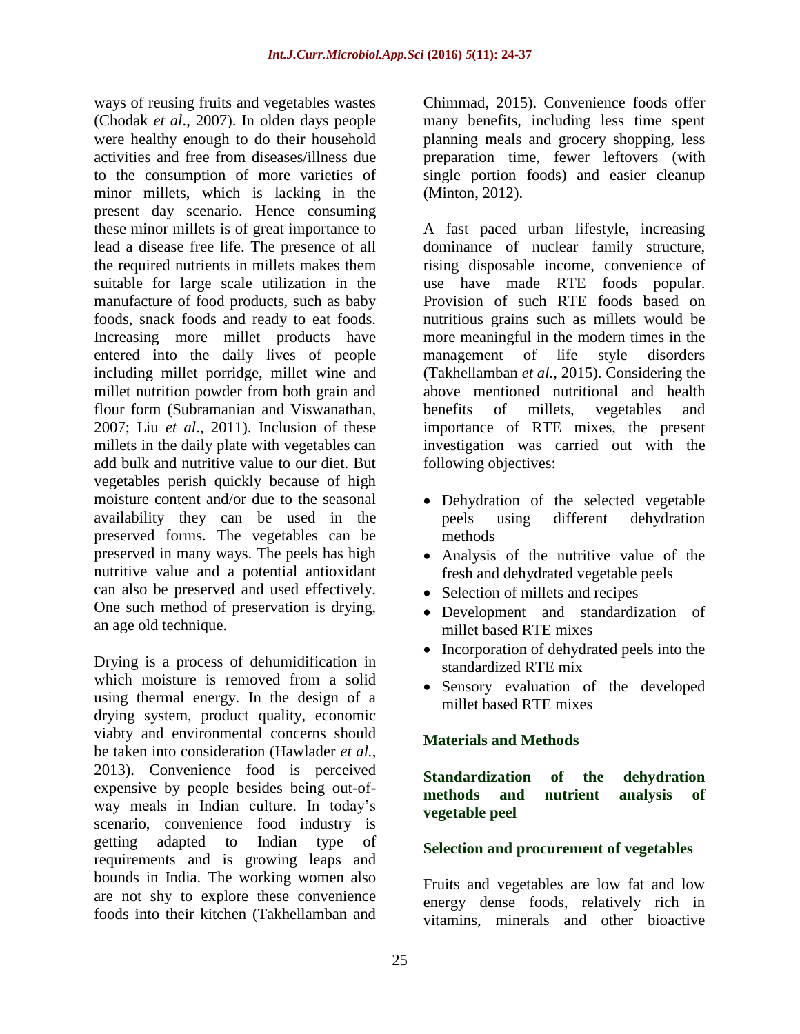ways of reusing fruits and vegetables wastes (Chodak *et al*., 2007). In olden days people were healthy enough to do their household activities and free from diseases/illness due to the consumption of more varieties of minor millets, which is lacking in the present day scenario. Hence consuming these minor millets is of great importance to lead a disease free life. The presence of all the required nutrients in millets makes them suitable for large scale utilization in the manufacture of food products, such as baby foods, snack foods and ready to eat foods. Increasing more millet products have entered into the daily lives of people including millet porridge, millet wine and millet nutrition powder from both grain and flour form (Subramanian and Viswanathan, 2007; Liu *et al*., 2011). Inclusion of these millets in the daily plate with vegetables can add bulk and nutritive value to our diet. But vegetables perish quickly because of high moisture content and/or due to the seasonal availability they can be used in the preserved forms. The vegetables can be preserved in many ways. The peels has high nutritive value and a potential antioxidant can also be preserved and used effectively. One such method of preservation is drying, an age old technique.

Drying is a process of dehumidification in which moisture is removed from a solid using thermal energy. In the design of a drying system, product quality, economic viabty and environmental concerns should be taken into consideration (Hawlader *et al.*, 2013). Convenience food is perceived expensive by people besides being out-of-way meals in Indian culture. In today's scenario, convenience food industry is getting adapted to Indian type of requirements and is growing leaps and bounds in India. The working women also are not shy to explore these convenience foods into their kitchen (Takhellamban and Chimmad, 2015). Convenience foods offer many benefits, including less time spent planning meals and grocery shopping, less preparation time, fewer leftovers (with single portion foods) and easier cleanup (Minton, 2012).

A fast paced urban lifestyle, increasing dominance of nuclear family structure, rising disposable income, convenience of use have made RTE foods popular. Provision of such RTE foods based on nutritious grains such as millets would be more meaningful in the modern times in the management of life style disorders (Takhellamban *et al.,* 2015). Considering the above mentioned nutritional and health benefits of millets, vegetables and importance of RTE mixes, the present investigation was carried out with the following objectives:

- Dehydration of the selected vegetable peels using different dehydration methods
- Analysis of the nutritive value of the fresh and dehydrated vegetable peels
- Selection of millets and recipes
- Development and standardization of millet based RTE mixes
- Incorporation of dehydrated peels into the standardized RTE mix
- Sensory evaluation of the developed millet based RTE mixes

## Materials and Methods

### Standardization of the dehydration methods and nutrient analysis of vegetable peel

### Selection and procurement of vegetables

Fruits and vegetables are low fat and low energy dense foods, relatively rich in vitamins, minerals and other bioactive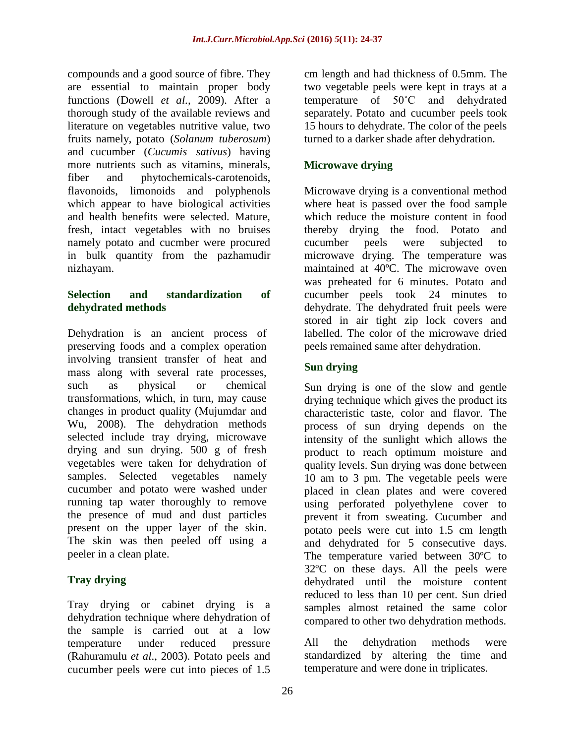compounds and a good source of fibre. They are essential to maintain proper body functions (Dowell *et al.*, 2009). After a thorough study of the available reviews and literature on vegetables nutritive value, two fruits namely, potato (*Solanum tuberosum*) and cucumber (*Cucumis sativus*) having more nutrients such as vitamins, minerals, fiber and phytochemicals-carotenoids, flavonoids, limonoids and polyphenols which appear to have biological activities and health benefits were selected. Mature, fresh, intact vegetables with no bruises namely potato and cucmber were procured in bulk quantity from the pazhamudir nizhayam.

## Selection and standardization of dehydrated methods

Dehydration is an ancient process of preserving foods and a complex operation involving transient transfer of heat and mass along with several rate processes, such as physical or chemical transformations, which, in turn, may cause changes in product quality (Mujumdar and Wu, 2008). The dehydration methods selected include tray drying, microwave drying and sun drying. 500 g of fresh vegetables were taken for dehydration of samples. Selected vegetables namely cucumber and potato were washed under running tap water thoroughly to remove the presence of mud and dust particles present on the upper layer of the skin. The skin was then peeled off using a peeler in a clean plate.

### Tray drying

Tray drying or cabinet drying is a dehydration technique where dehydration of the sample is carried out at a low temperature under reduced pressure (Rahuramulu *et al*., 2003). Potato peels and cucumber peels were cut into pieces of 1.5 cm length and had thickness of 0.5mm. The two vegetable peels were kept in trays at a temperature of 50˚C and dehydrated separately. Potato and cucumber peels took 15 hours to dehydrate. The color of the peels turned to a darker shade after dehydration.

### Microwave drying

Microwave drying is a conventional method where heat is passed over the food sample which reduce the moisture content in food thereby drying the food. Potato and cucumber peels were subjected to microwave drying. The temperature was maintained at 40ºC. The microwave oven was preheated for 6 minutes. Potato and cucumber peels took 24 minutes to dehydrate. The dehydrated fruit peels were stored in air tight zip lock covers and labelled. The color of the microwave dried peels remained same after dehydration.

### Sun drying

Sun drying is one of the slow and gentle drying technique which gives the product its characteristic taste, color and flavor. The process of sun drying depends on the intensity of the sunlight which allows the product to reach optimum moisture and quality levels. Sun drying was done between 10 am to 3 pm. The vegetable peels were placed in clean plates and were covered using perforated polyethylene cover to prevent it from sweating. Cucumber and potato peels were cut into 1.5 cm length and dehydrated for 5 consecutive days. The temperature varied between 30ºC to 32ºC on these days. All the peels were dehydrated until the moisture content reduced to less than 10 per cent. Sun dried samples almost retained the same color compared to other two dehydration methods.

All the dehydration methods were standardized by altering the time and temperature and were done in triplicates.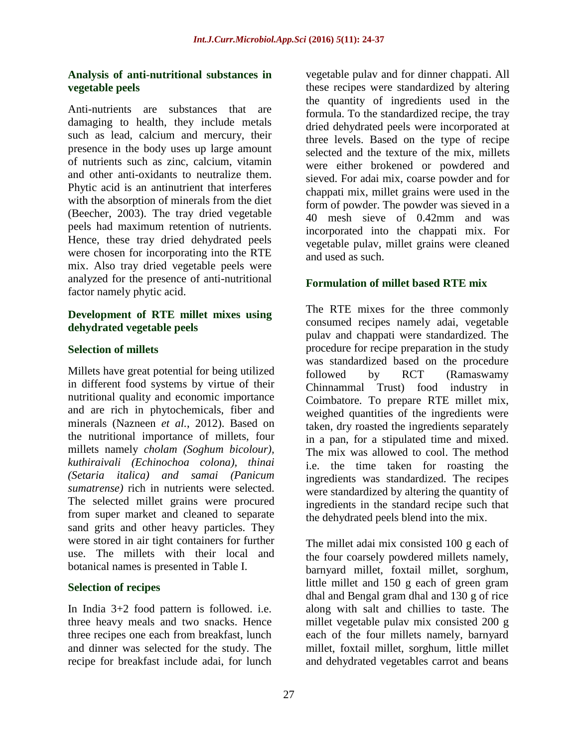### Analysis of anti-nutritional substances in vegetable peels

Anti-nutrients are substances that are damaging to health, they include metals such as lead, calcium and mercury, their presence in the body uses up large amount of nutrients such as zinc, calcium, vitamin and other anti-oxidants to neutralize them. Phytic acid is an antinutrient that interferes with the absorption of minerals from the diet (Beecher, 2003). The tray dried vegetable peels had maximum retention of nutrients. Hence, these tray dried dehydrated peels were chosen for incorporating into the RTE mix. Also tray dried vegetable peels were analyzed for the presence of anti-nutritional factor namely phytic acid.

### Development of RTE millet mixes using dehydrated vegetable peels

### Selection of millets

Millets have great potential for being utilized in different food systems by virtue of their nutritional quality and economic importance and are rich in phytochemicals, fiber and minerals (Nazneen *et al.*, 2012). Based on the nutritional importance of millets, four millets namely *cholam (Soghum bicolour), kuthiraivali (Echinochoa colona), thinai (Setaria italica) and samai (Panicum sumatrense)* rich in nutrients were selected. The selected millet grains were procured from super market and cleaned to separate sand grits and other heavy particles. They were stored in air tight containers for further use. The millets with their local and botanical names is presented in Table I.

### Selection of recipes

In India 3+2 food pattern is followed. i.e. three heavy meals and two snacks. Hence three recipes one each from breakfast, lunch and dinner was selected for the study. The recipe for breakfast include adai, for lunch vegetable pulav and for dinner chappati. All these recipes were standardized by altering the quantity of ingredients used in the formula. To the standardized recipe, the tray dried dehydrated peels were incorporated at three levels. Based on the type of recipe selected and the texture of the mix, millets were either brokened or powdered and sieved. For adai mix, coarse powder and for chappati mix, millet grains were used in the form of powder. The powder was sieved in a 40 mesh sieve of 0.42mm and was incorporated into the chappati mix. For vegetable pulav, millet grains were cleaned and used as such.

### Formulation of millet based RTE mix

The RTE mixes for the three commonly consumed recipes namely adai, vegetable pulav and chappati were standardized. The procedure for recipe preparation in the study was standardized based on the procedure followed by RCT (Ramaswamy Chinnammal Trust) food industry in Coimbatore. To prepare RTE millet mix, weighed quantities of the ingredients were taken, dry roasted the ingredients separately in a pan, for a stipulated time and mixed. The mix was allowed to cool. The method i.e. the time taken for roasting the ingredients was standardized. The recipes were standardized by altering the quantity of ingredients in the standard recipe such that the dehydrated peels blend into the mix.

The millet adai mix consisted 100 g each of the four coarsely powdered millets namely, barnyard millet, foxtail millet, sorghum, little millet and 150 g each of green gram dhal and Bengal gram dhal and 130 g of rice along with salt and chillies to taste. The millet vegetable pulav mix consisted 200 g each of the four millets namely, barnyard millet, foxtail millet, sorghum, little millet and dehydrated vegetables carrot and beans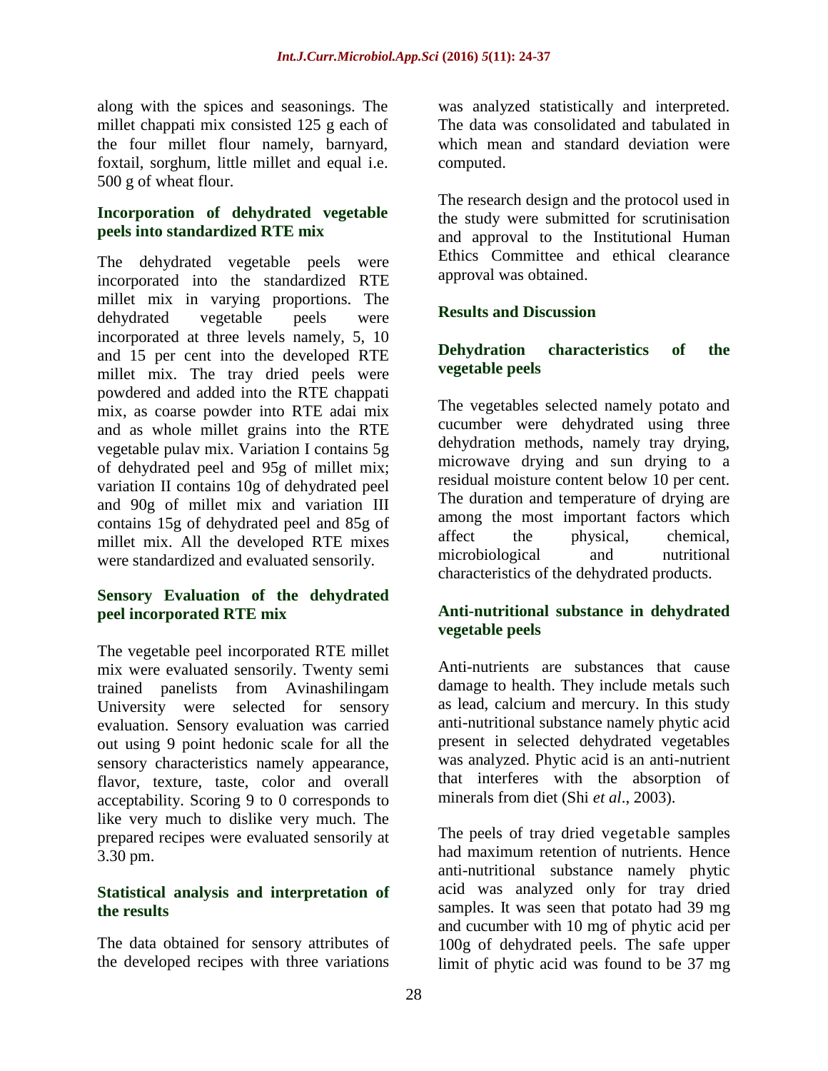along with the spices and seasonings. The millet chappati mix consisted 125 g each of the four millet flour namely, barnyard, foxtail, sorghum, little millet and equal i.e. 500 g of wheat flour.

### Incorporation of dehydrated vegetable peels into standardized RTE mix

The dehydrated vegetable peels were incorporated into the standardized RTE millet mix in varying proportions. The dehydrated vegetable peels were incorporated at three levels namely, 5, 10 and 15 per cent into the developed RTE millet mix. The tray dried peels were powdered and added into the RTE chappati mix, as coarse powder into RTE adai mix and as whole millet grains into the RTE vegetable pulav mix. Variation I contains 5g of dehydrated peel and 95g of millet mix; variation II contains 10g of dehydrated peel and 90g of millet mix and variation III contains 15g of dehydrated peel and 85g of millet mix. All the developed RTE mixes were standardized and evaluated sensorily.

### Sensory Evaluation of the dehydrated peel incorporated RTE mix

The vegetable peel incorporated RTE millet mix were evaluated sensorily. Twenty semi trained panelists from Avinashilingam University were selected for sensory evaluation. Sensory evaluation was carried out using 9 point hedonic scale for all the sensory characteristics namely appearance, flavor, texture, taste, color and overall acceptability. Scoring 9 to 0 corresponds to like very much to dislike very much. The prepared recipes were evaluated sensorily at 3.30 pm.

### Statistical analysis and interpretation of the results

The data obtained for sensory attributes of the developed recipes with three variations was analyzed statistically and interpreted. The data was consolidated and tabulated in which mean and standard deviation were computed.

The research design and the protocol used in the study were submitted for scrutinisation and approval to the Institutional Human Ethics Committee and ethical clearance approval was obtained.

## Results and Discussion

### Dehydration characteristics of the vegetable peels

The vegetables selected namely potato and cucumber were dehydrated using three dehydration methods, namely tray drying, microwave drying and sun drying to a residual moisture content below 10 per cent. The duration and temperature of drying are among the most important factors which affect the physical, chemical, microbiological and nutritional characteristics of the dehydrated products.

### Anti-nutritional substance in dehydrated vegetable peels

Anti-nutrients are substances that cause damage to health. They include metals such as lead, calcium and mercury. In this study anti-nutritional substance namely phytic acid present in selected dehydrated vegetables was analyzed. Phytic acid is an anti-nutrient that interferes with the absorption of minerals from diet (Shi *et al*., 2003).

The peels of tray dried vegetable samples had maximum retention of nutrients. Hence anti-nutritional substance namely phytic acid was analyzed only for tray dried samples. It was seen that potato had 39 mg and cucumber with 10 mg of phytic acid per 100g of dehydrated peels. The safe upper limit of phytic acid was found to be 37 mg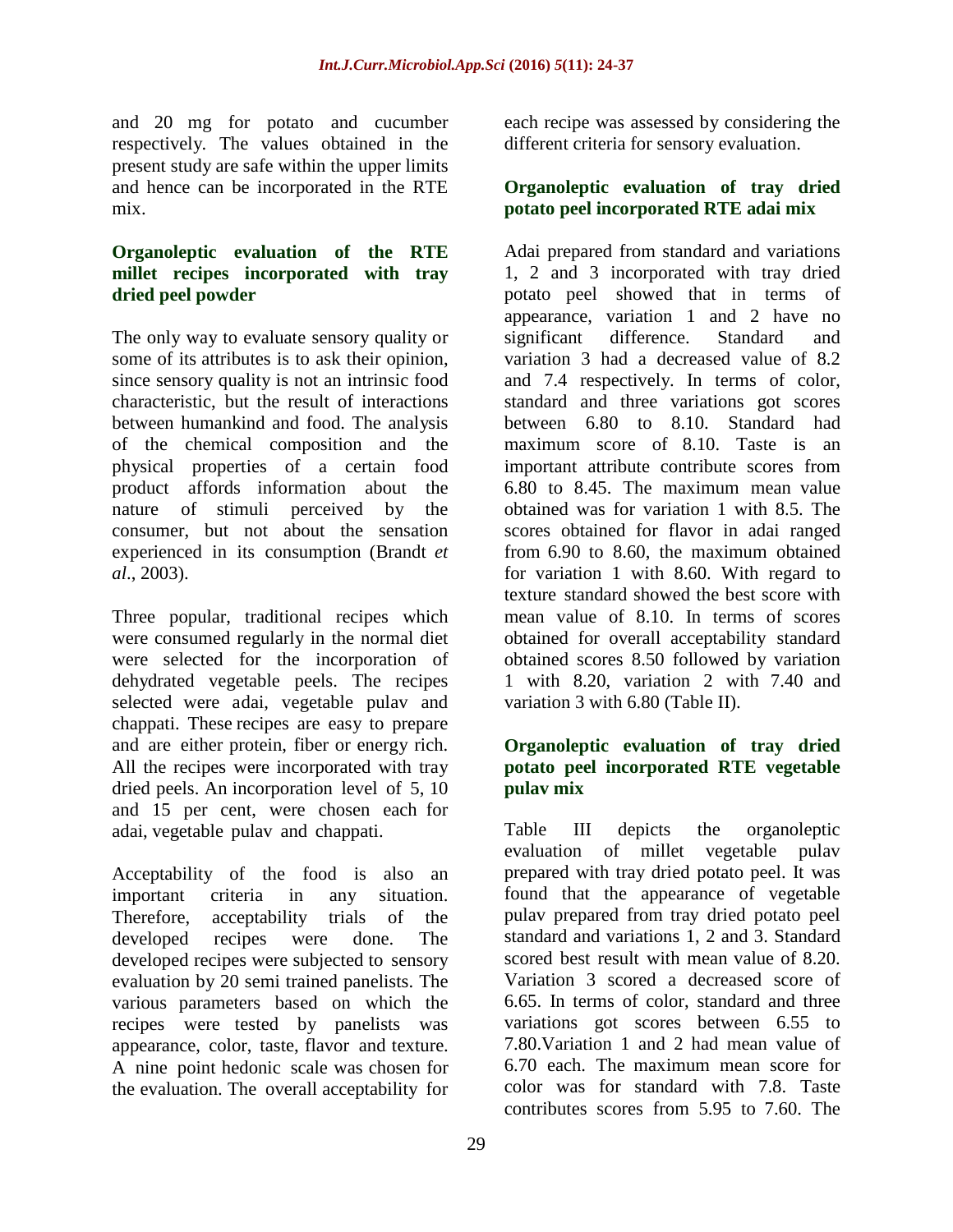and 20 mg for potato and cucumber respectively. The values obtained in the present study are safe within the upper limits and hence can be incorporated in the RTE mix.

### Organoleptic evaluation of the RTE millet recipes incorporated with tray dried peel powder

The only way to evaluate sensory quality or some of its attributes is to ask their opinion, since sensory quality is not an intrinsic food characteristic, but the result of interactions between humankind and food. The analysis of the chemical composition and the physical properties of a certain food product affords information about the nature of stimuli perceived by the consumer, but not about the sensation experienced in its consumption (Brandt *et al*., 2003).

Three popular, traditional recipes which were consumed regularly in the normal diet were selected for the incorporation of dehydrated vegetable peels. The recipes selected were adai, vegetable pulav and chappati. These recipes are easy to prepare and are either protein, fiber or energy rich. All the recipes were incorporated with tray dried peels. An incorporation level of 5, 10 and 15 per cent, were chosen each for adai, vegetable pulav and chappati.

Acceptability of the food is also an important criteria in any situation. Therefore, acceptability trials of the developed recipes were done. The developed recipes were subjected to sensory evaluation by 20 semi trained panelists. The various parameters based on which the recipes were tested by panelists was appearance, color, taste, flavor and texture. A nine point hedonic scale was chosen for the evaluation. The overall acceptability for each recipe was assessed by considering the different criteria for sensory evaluation.

### Organoleptic evaluation of tray dried potato peel incorporated RTE adai mix

Adai prepared from standard and variations 1, 2 and 3 incorporated with tray dried potato peel showed that in terms of appearance, variation 1 and 2 have no significant difference. Standard and variation 3 had a decreased value of 8.2 and 7.4 respectively. In terms of color, standard and three variations got scores between 6.80 to 8.10. Standard had maximum score of 8.10. Taste is an important attribute contribute scores from 6.80 to 8.45. The maximum mean value obtained was for variation 1 with 8.5. The scores obtained for flavor in adai ranged from 6.90 to 8.60, the maximum obtained for variation 1 with 8.60. With regard to texture standard showed the best score with mean value of 8.10. In terms of scores obtained for overall acceptability standard obtained scores 8.50 followed by variation 1 with 8.20, variation 2 with 7.40 and variation 3 with 6.80 (Table II).

### Organoleptic evaluation of tray dried potato peel incorporated RTE vegetable pulav mix

Table III depicts the organoleptic evaluation of millet vegetable pulav prepared with tray dried potato peel. It was found that the appearance of vegetable pulav prepared from tray dried potato peel standard and variations 1, 2 and 3. Standard scored best result with mean value of 8.20. Variation 3 scored a decreased score of 6.65. In terms of color, standard and three variations got scores between 6.55 to 7.80.Variation 1 and 2 had mean value of 6.70 each. The maximum mean score for color was for standard with 7.8. Taste contributes scores from 5.95 to 7.60. The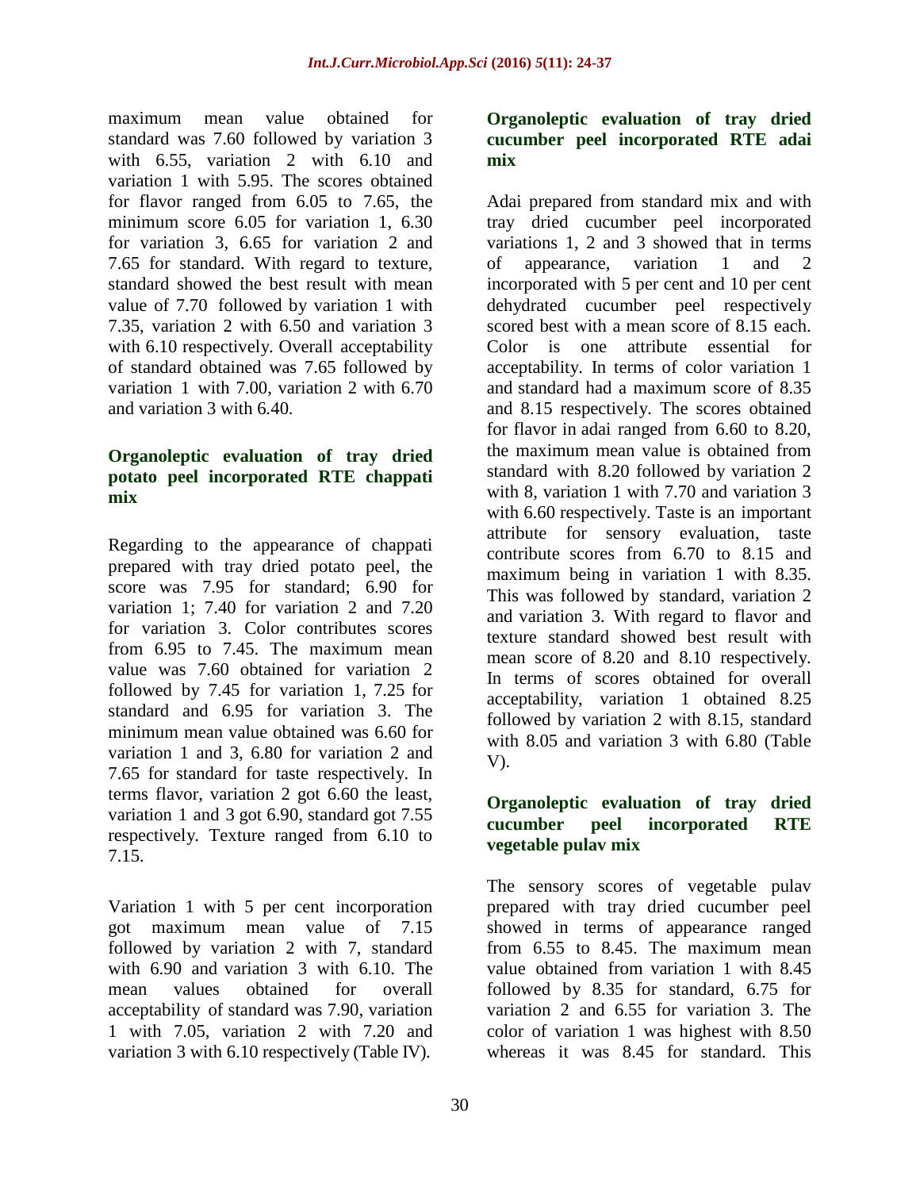maximum mean value obtained for standard was 7.60 followed by variation 3 with 6.55, variation 2 with 6.10 and variation 1 with 5.95. The scores obtained for flavor ranged from 6.05 to 7.65, the minimum score 6.05 for variation 1, 6.30 for variation 3, 6.65 for variation 2 and 7.65 for standard. With regard to texture, standard showed the best result with mean value of 7.70 followed by variation 1 with 7.35, variation 2 with 6.50 and variation 3 with 6.10 respectively. Overall acceptability of standard obtained was 7.65 followed by variation 1 with 7.00, variation 2 with 6.70 and variation 3 with 6.40.

### Organoleptic evaluation of tray dried potato peel incorporated RTE chappati mix

Regarding to the appearance of chappati prepared with tray dried potato peel, the score was 7.95 for standard; 6.90 for variation 1; 7.40 for variation 2 and 7.20 for variation 3. Color contributes scores from 6.95 to 7.45. The maximum mean value was 7.60 obtained for variation 2 followed by 7.45 for variation 1, 7.25 for standard and 6.95 for variation 3. The minimum mean value obtained was 6.60 for variation 1 and 3, 6.80 for variation 2 and 7.65 for standard for taste respectively. In terms flavor, variation 2 got 6.60 the least, variation 1 and 3 got 6.90, standard got 7.55 respectively. Texture ranged from 6.10 to 7.15.

Variation 1 with 5 per cent incorporation got maximum mean value of 7.15 followed by variation 2 with 7, standard with 6.90 and variation 3 with 6.10. The mean values obtained for overall acceptability of standard was 7.90, variation 1 with 7.05, variation 2 with 7.20 and variation 3 with 6.10 respectively (Table IV).

### Organoleptic evaluation of tray dried cucumber peel incorporated RTE adai mix

Adai prepared from standard mix and with tray dried cucumber peel incorporated variations 1, 2 and 3 showed that in terms of appearance, variation 1 and 2 incorporated with 5 per cent and 10 per cent dehydrated cucumber peel respectively scored best with a mean score of 8.15 each. Color is one attribute essential for acceptability. In terms of color variation 1 and standard had a maximum score of 8.35 and 8.15 respectively. The scores obtained for flavor in adai ranged from 6.60 to 8.20, the maximum mean value is obtained from standard with 8.20 followed by variation 2 with 8, variation 1 with 7.70 and variation 3 with 6.60 respectively. Taste is an important attribute for sensory evaluation, taste contribute scores from 6.70 to 8.15 and maximum being in variation 1 with 8.35. This was followed by standard, variation 2 and variation 3. With regard to flavor and texture standard showed best result with mean score of 8.20 and 8.10 respectively. In terms of scores obtained for overall acceptability, variation 1 obtained 8.25 followed by variation 2 with 8.15, standard with 8.05 and variation 3 with 6.80 (Table V).

### Organoleptic evaluation of tray dried cucumber peel incorporated RTE vegetable pulav mix

The sensory scores of vegetable pulav prepared with tray dried cucumber peel showed in terms of appearance ranged from 6.55 to 8.45. The maximum mean value obtained from variation 1 with 8.45 followed by 8.35 for standard, 6.75 for variation 2 and 6.55 for variation 3. The color of variation 1 was highest with 8.50 whereas it was 8.45 for standard. This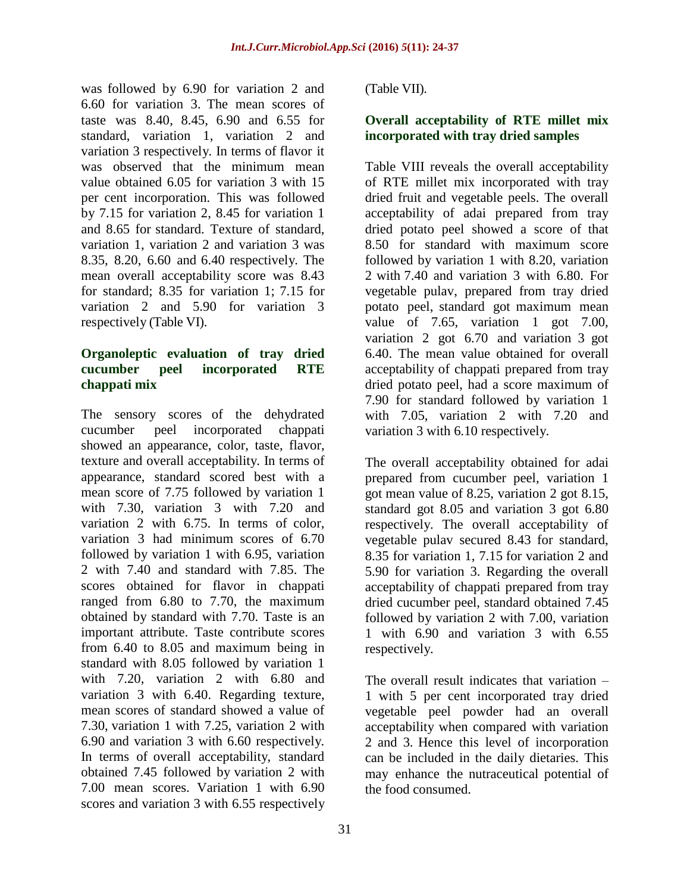was followed by 6.90 for variation 2 and 6.60 for variation 3. The mean scores of taste was 8.40, 8.45, 6.90 and 6.55 for standard, variation 1, variation 2 and variation 3 respectively. In terms of flavor it was observed that the minimum mean value obtained 6.05 for variation 3 with 15 per cent incorporation. This was followed by 7.15 for variation 2, 8.45 for variation 1 and 8.65 for standard. Texture of standard, variation 1, variation 2 and variation 3 was 8.35, 8.20, 6.60 and 6.40 respectively. The mean overall acceptability score was 8.43 for standard; 8.35 for variation 1; 7.15 for variation 2 and 5.90 for variation 3 respectively (Table VI).

### Organoleptic evaluation of tray dried cucumber peel incorporated RTE chappati mix

The sensory scores of the dehydrated cucumber peel incorporated chappati showed an appearance, color, taste, flavor, texture and overall acceptability. In terms of appearance, standard scored best with a mean score of 7.75 followed by variation 1 with 7.30, variation 3 with 7.20 and variation 2 with 6.75. In terms of color, variation 3 had minimum scores of 6.70 followed by variation 1 with 6.95, variation 2 with 7.40 and standard with 7.85. The scores obtained for flavor in chappati ranged from 6.80 to 7.70, the maximum obtained by standard with 7.70. Taste is an important attribute. Taste contribute scores from 6.40 to 8.05 and maximum being in standard with 8.05 followed by variation 1 with 7.20, variation 2 with 6.80 and variation 3 with 6.40. Regarding texture, mean scores of standard showed a value of 7.30, variation 1 with 7.25, variation 2 with 6.90 and variation 3 with 6.60 respectively. In terms of overall acceptability, standard obtained 7.45 followed by variation 2 with 7.00 mean scores. Variation 1 with 6.90 scores and variation 3 with 6.55 respectively (Table VII).

### Overall acceptability of RTE millet mix incorporated with tray dried samples

Table VIII reveals the overall acceptability of RTE millet mix incorporated with tray dried fruit and vegetable peels. The overall acceptability of adai prepared from tray dried potato peel showed a score of that 8.50 for standard with maximum score followed by variation 1 with 8.20, variation 2 with 7.40 and variation 3 with 6.80. For vegetable pulav, prepared from tray dried potato peel, standard got maximum mean value of 7.65, variation 1 got 7.00, variation 2 got 6.70 and variation 3 got 6.40. The mean value obtained for overall acceptability of chappati prepared from tray dried potato peel, had a score maximum of 7.90 for standard followed by variation 1 with 7.05, variation 2 with 7.20 and variation 3 with 6.10 respectively.

The overall acceptability obtained for adai prepared from cucumber peel, variation 1 got mean value of 8.25, variation 2 got 8.15, standard got 8.05 and variation 3 got 6.80 respectively. The overall acceptability of vegetable pulav secured 8.43 for standard, 8.35 for variation 1, 7.15 for variation 2 and 5.90 for variation 3. Regarding the overall acceptability of chappati prepared from tray dried cucumber peel, standard obtained 7.45 followed by variation 2 with 7.00, variation 1 with 6.90 and variation 3 with 6.55 respectively.

The overall result indicates that variation – 1 with 5 per cent incorporated tray dried vegetable peel powder had an overall acceptability when compared with variation 2 and 3. Hence this level of incorporation can be included in the daily dietaries. This may enhance the nutraceutical potential of the food consumed.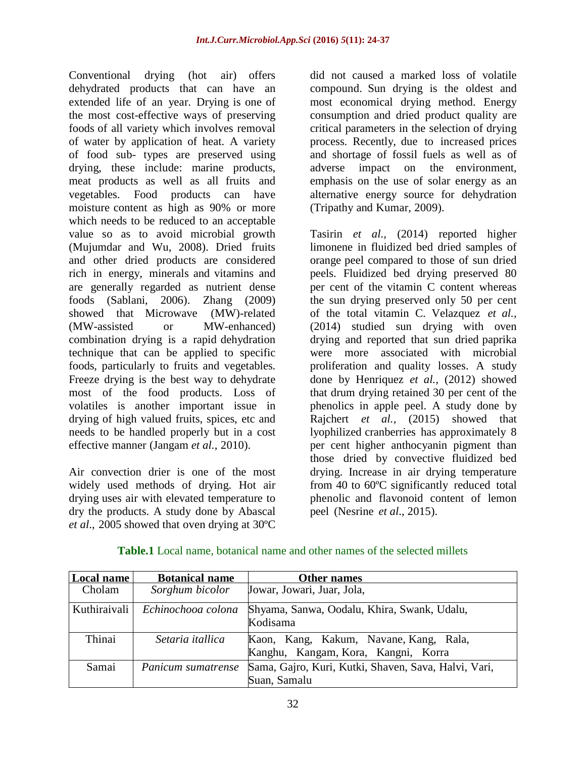Conventional drying (hot air) offers dehydrated products that can have an extended life of an year. Drying is one of the most cost-effective ways of preserving foods of all variety which involves removal of water by application of heat. A variety of food sub- types are preserved using drying, these include: marine products, meat products as well as all fruits and vegetables. Food products can have moisture content as high as 90% or more which needs to be reduced to an acceptable value so as to avoid microbial growth (Mujumdar and Wu, 2008). Dried fruits and other dried products are considered rich in energy, minerals and vitamins and are generally regarded as nutrient dense foods (Sablani, 2006). Zhang (2009) showed that Microwave (MW)-related (MW-assisted or MW-enhanced) combination drying is a rapid dehydration technique that can be applied to specific foods, particularly to fruits and vegetables. Freeze drying is the best way to dehydrate most of the food products. Loss of volatiles is another important issue in drying of high valued fruits, spices, etc and needs to be handled properly but in a cost effective manner (Jangam *et al.*, 2010).

Air convection drier is one of the most widely used methods of drying. Hot air drying uses air with elevated temperature to dry the products. A study done by Abascal *et al*., 2005 showed that oven drying at 30ºC did not caused a marked loss of volatile compound. Sun drying is the oldest and most economical drying method. Energy consumption and dried product quality are critical parameters in the selection of drying process. Recently, due to increased prices and shortage of fossil fuels as well as of adverse impact on the environment, emphasis on the use of solar energy as an alternative energy source for dehydration (Tripathy and Kumar, 2009).

Tasirin *et al.*, (2014) reported higher limonene in fluidized bed dried samples of orange peel compared to those of sun dried peels. Fluidized bed drying preserved 80 per cent of the vitamin C content whereas the sun drying preserved only 50 per cent of the total vitamin C. Velazquez *et al.*, (2014) studied sun drying with oven drying and reported that sun dried paprika were more associated with microbial proliferation and quality losses. A study done by Henriquez *et al.*, (2012) showed that drum drying retained 30 per cent of the phenolics in apple peel. A study done by Rajchert *et al.*, (2015) showed that lyophilized cranberries has approximately 8 per cent higher anthocyanin pigment than those dried by convective fluidized bed drying. Increase in air drying temperature from 40 to 60ºC significantly reduced total phenolic and flavonoid content of lemon peel (Nesrine *et al*., 2015).

**Table.1** Local name, botanical name and other names of the selected millets

| Local name | Botanical name | Other names |
|---|---|---|
| Cholam | *Sorghum bicolor* | Jowar, Jowari, Juar, Jola, |
| Kuthiraivali | *Echinochooa colona* | Shyama, Sanwa, Oodalu, Khira, Swank, Udalu, Kodisama |
| Thinai | *Setaria itallica* | Kaon, Kang, Kakum, Navane, Kang, Rala, Kanghu, Kangam, Kora, Kangni, Korra |
| Samai | *Panicum sumatrense* | Sama, Gajro, Kuri, Kutki, Shaven, Sava, Halvi, Vari, Suan, Samalu |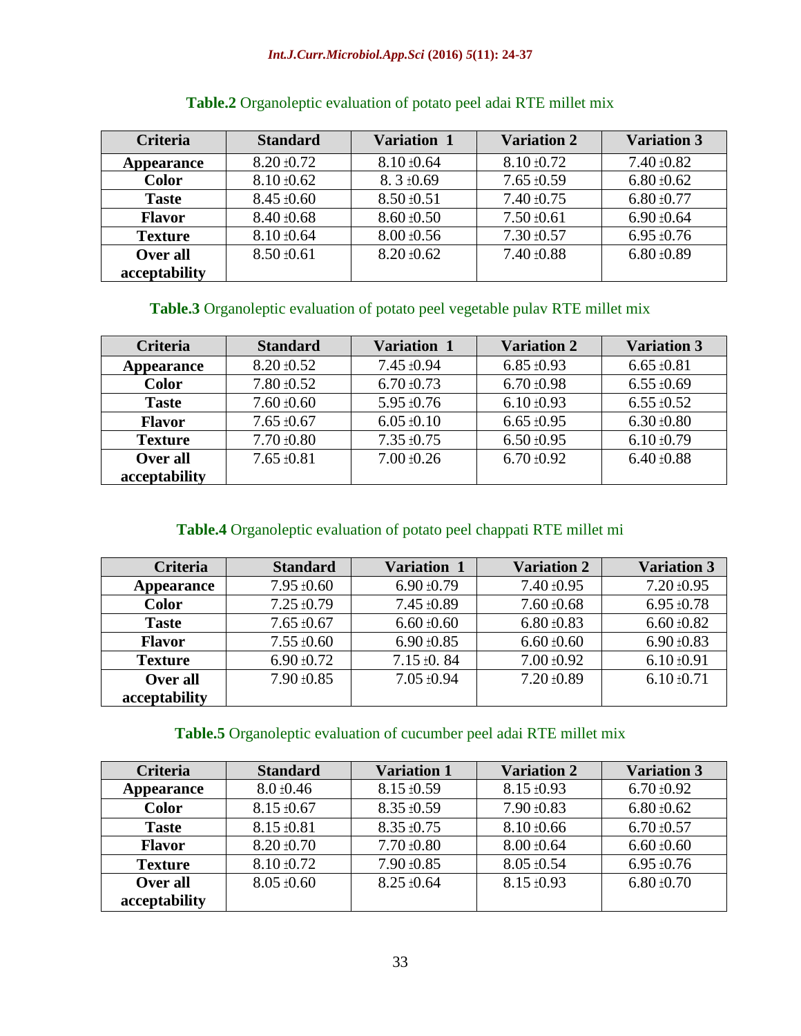**Table.2** Organoleptic evaluation of potato peel adai RTE millet mix

| Criteria | Standard | Variation 1 | Variation 2 | Variation 3 |
|---|---|---|---|---|
| Appearance | 8.20 ±0.72 | 8.10 ±0.64 | 8.10 ±0.72 | 7.40 ±0.82 |
| Color | 8.10 ±0.62 | 8. 3 ±0.69 | 7.65 ±0.59 | 6.80 ±0.62 |
| Taste | 8.45 ±0.60 | 8.50 ±0.51 | 7.40 ±0.75 | 6.80 ±0.77 |
| Flavor | 8.40 ±0.68 | 8.60 ±0.50 | 7.50 ±0.61 | 6.90 ±0.64 |
| Texture | 8.10 ±0.64 | 8.00 ±0.56 | 7.30 ±0.57 | 6.95 ±0.76 |
| Over all acceptability | 8.50 ±0.61 | 8.20 ±0.62 | 7.40 ±0.88 | 6.80 ±0.89 |

**Table.3** Organoleptic evaluation of potato peel vegetable pulav RTE millet mix

| Criteria | Standard | Variation 1 | Variation 2 | Variation 3 |
|---|---|---|---|---|
| Appearance | 8.20 ±0.52 | 7.45 ±0.94 | 6.85 ±0.93 | 6.65 ±0.81 |
| Color | 7.80 ±0.52 | 6.70 ±0.73 | 6.70 ±0.98 | 6.55 ±0.69 |
| Taste | 7.60 ±0.60 | 5.95 ±0.76 | 6.10 ±0.93 | 6.55 ±0.52 |
| Flavor | 7.65 ±0.67 | 6.05 ±0.10 | 6.65 ±0.95 | 6.30 ±0.80 |
| Texture | 7.70 ±0.80 | 7.35 ±0.75 | 6.50 ±0.95 | 6.10 ±0.79 |
| Over all acceptability | 7.65 ±0.81 | 7.00 ±0.26 | 6.70 ±0.92 | 6.40 ±0.88 |

**Table.4** Organoleptic evaluation of potato peel chappati RTE millet mi

| Criteria | Standard | Variation 1 | Variation 2 | Variation 3 |
|---|---|---|---|---|
| Appearance | 7.95 ±0.60 | 6.90 ±0.79 | 7.40 ±0.95 | 7.20 ±0.95 |
| Color | 7.25 ±0.79 | 7.45 ±0.89 | 7.60 ±0.68 | 6.95 ±0.78 |
| Taste | 7.65 ±0.67 | 6.60 ±0.60 | 6.80 ±0.83 | 6.60 ±0.82 |
| Flavor | 7.55 ±0.60 | 6.90 ±0.85 | 6.60 ±0.60 | 6.90 ±0.83 |
| Texture | 6.90 ±0.72 | 7.15 ±0. 84 | 7.00 ±0.92 | 6.10 ±0.91 |
| Over all acceptability | 7.90 ±0.85 | 7.05 ±0.94 | 7.20 ±0.89 | 6.10 ±0.71 |

**Table.5** Organoleptic evaluation of cucumber peel adai RTE millet mix

| Criteria | Standard | Variation 1 | Variation 2 | Variation 3 |
|---|---|---|---|---|
| Appearance | 8.0 ±0.46 | 8.15 ±0.59 | 8.15 ±0.93 | 6.70 ±0.92 |
| Color | 8.15 ±0.67 | 8.35 ±0.59 | 7.90 ±0.83 | 6.80 ±0.62 |
| Taste | 8.15 ±0.81 | 8.35 ±0.75 | 8.10 ±0.66 | 6.70 ±0.57 |
| Flavor | 8.20 ±0.70 | 7.70 ±0.80 | 8.00 ±0.64 | 6.60 ±0.60 |
| Texture | 8.10 ±0.72 | 7.90 ±0.85 | 8.05 ±0.54 | 6.95 ±0.76 |
| Over all acceptability | 8.05 ±0.60 | 8.25 ±0.64 | 8.15 ±0.93 | 6.80 ±0.70 |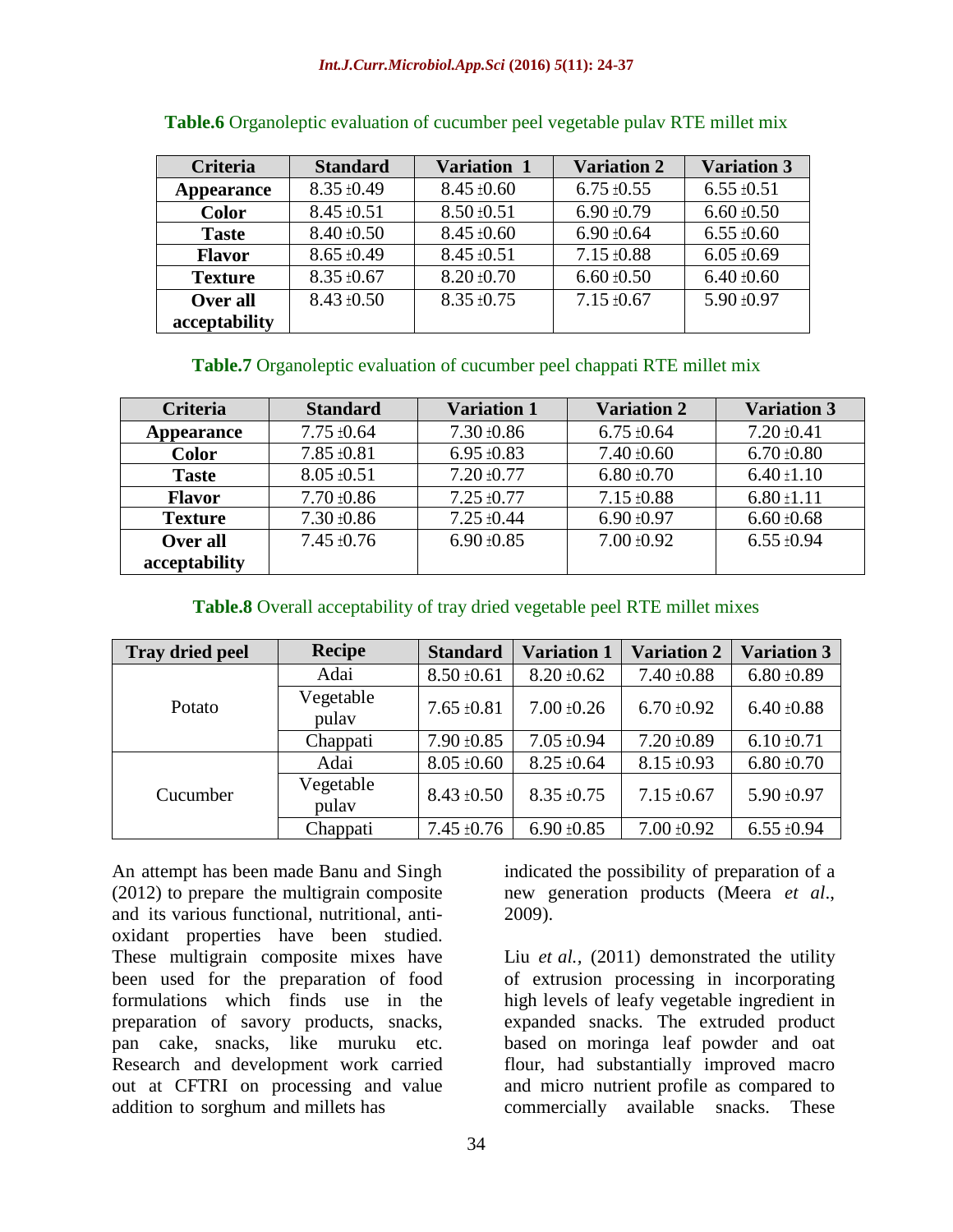**Table.6** Organoleptic evaluation of cucumber peel vegetable pulav RTE millet mix

| Criteria | Standard | Variation 1 | Variation 2 | Variation 3 |
|---|---|---|---|---|
| **Appearance** | 8.35 ±0.49 | 8.45 ±0.60 | 6.75 ±0.55 | 6.55 ±0.51 |
| **Color** | 8.45 ±0.51 | 8.50 ±0.51 | 6.90 ±0.79 | 6.60 ±0.50 |
| **Taste** | 8.40 ±0.50 | 8.45 ±0.60 | 6.90 ±0.64 | 6.55 ±0.60 |
| **Flavor** | 8.65 ±0.49 | 8.45 ±0.51 | 7.15 ±0.88 | 6.05 ±0.69 |
| **Texture** | 8.35 ±0.67 | 8.20 ±0.70 | 6.60 ±0.50 | 6.40 ±0.60 |
| **Over all acceptability** | 8.43 ±0.50 | 8.35 ±0.75 | 7.15 ±0.67 | 5.90 ±0.97 |

**Table.7** Organoleptic evaluation of cucumber peel chappati RTE millet mix

| Criteria | Standard | Variation 1 | Variation 2 | Variation 3 |
|---|---|---|---|---|
| **Appearance** | 7.75 ±0.64 | 7.30 ±0.86 | 6.75 ±0.64 | 7.20 ±0.41 |
| **Color** | 7.85 ±0.81 | 6.95 ±0.83 | 7.40 ±0.60 | 6.70 ±0.80 |
| **Taste** | 8.05 ±0.51 | 7.20 ±0.77 | 6.80 ±0.70 | 6.40 ±1.10 |
| **Flavor** | 7.70 ±0.86 | 7.25 ±0.77 | 7.15 ±0.88 | 6.80 ±1.11 |
| **Texture** | 7.30 ±0.86 | 7.25 ±0.44 | 6.90 ±0.97 | 6.60 ±0.68 |
| **Over all acceptability** | 7.45 ±0.76 | 6.90 ±0.85 | 7.00 ±0.92 | 6.55 ±0.94 |

**Table.8** Overall acceptability of tray dried vegetable peel RTE millet mixes

| Tray dried peel | Recipe | Standard | Variation 1 | Variation 2 | Variation 3 |
|---|---|---|---|---|---|
| Potato | Adai | 8.50 ±0.61 | 8.20 ±0.62 | 7.40 ±0.88 | 6.80 ±0.89 |
| | Vegetable pulav | 7.65 ±0.81 | 7.00 ±0.26 | 6.70 ±0.92 | 6.40 ±0.88 |
| | Chappati | 7.90 ±0.85 | 7.05 ±0.94 | 7.20 ±0.89 | 6.10 ±0.71 |
| Cucumber | Adai | 8.05 ±0.60 | 8.25 ±0.64 | 8.15 ±0.93 | 6.80 ±0.70 |
| | Vegetable pulav | 8.43 ±0.50 | 8.35 ±0.75 | 7.15 ±0.67 | 5.90 ±0.97 |
| | Chappati | 7.45 ±0.76 | 6.90 ±0.85 | 7.00 ±0.92 | 6.55 ±0.94 |

An attempt has been made Banu and Singh (2012) to prepare the multigrain composite and its various functional, nutritional, anti-oxidant properties have been studied. These multigrain composite mixes have been used for the preparation of food formulations which finds use in the preparation of savory products, snacks, pan cake, snacks, like muruku etc. Research and development work carried out at CFTRI on processing and value addition to sorghum and millets has indicated the possibility of preparation of a new generation products (Meera *et al*., 2009).

Liu *et al.*, (2011) demonstrated the utility of extrusion processing in incorporating high levels of leafy vegetable ingredient in expanded snacks. The extruded product based on moringa leaf powder and oat flour, had substantially improved macro and micro nutrient profile as compared to commercially available snacks. These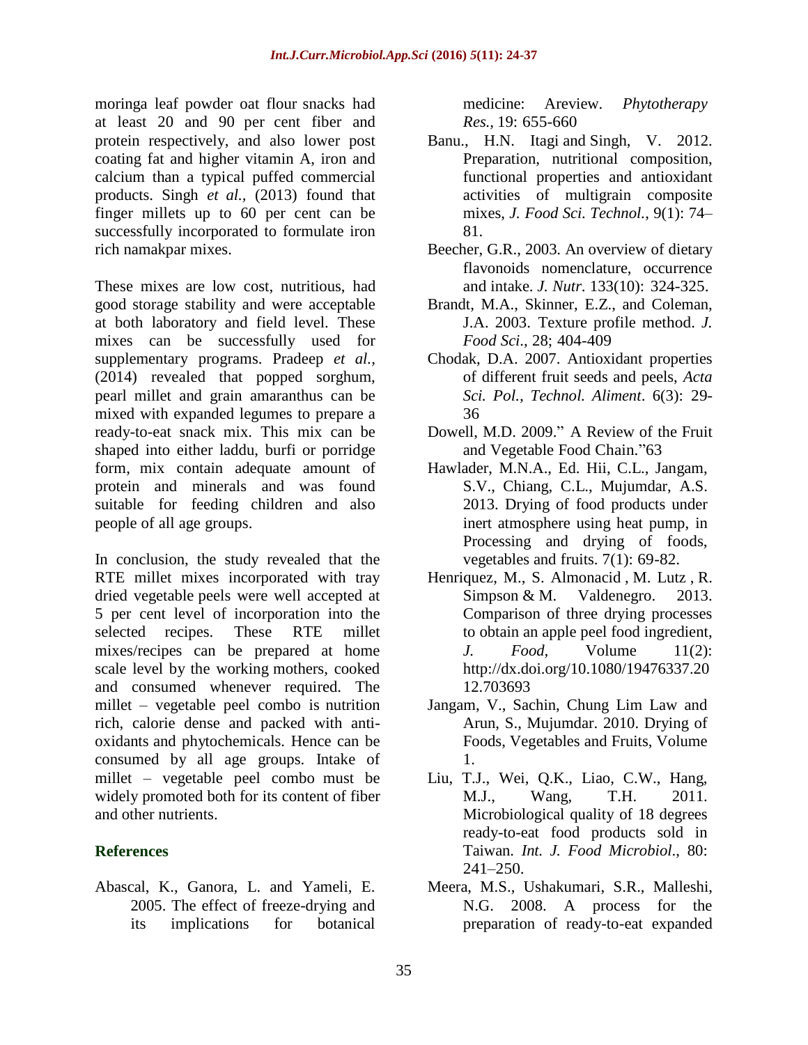moringa leaf powder oat flour snacks had at least 20 and 90 per cent fiber and protein respectively, and also lower post coating fat and higher vitamin A, iron and calcium than a typical puffed commercial products. Singh *et al.,* (2013) found that finger millets up to 60 per cent can be successfully incorporated to formulate iron rich namakpar mixes.

These mixes are low cost, nutritious, had good storage stability and were acceptable at both laboratory and field level. These mixes can be successfully used for supplementary programs. Pradeep *et al.,* (2014) revealed that popped sorghum, pearl millet and grain amaranthus can be mixed with expanded legumes to prepare a ready-to-eat snack mix. This mix can be shaped into either laddu, burfi or porridge form, mix contain adequate amount of protein and minerals and was found suitable for feeding children and also people of all age groups.

In conclusion, the study revealed that the RTE millet mixes incorporated with tray dried vegetable peels were well accepted at 5 per cent level of incorporation into the selected recipes. These RTE millet mixes/recipes can be prepared at home scale level by the working mothers, cooked and consumed whenever required. The millet – vegetable peel combo is nutrition rich, calorie dense and packed with anti-oxidants and phytochemicals. Hence can be consumed by all age groups. Intake of millet – vegetable peel combo must be widely promoted both for its content of fiber and other nutrients.

## References

Abascal, K., Ganora, L. and Yameli, E. 2005. The effect of freeze-drying and its implications for botanical medicine: Areview. *Phytotherapy Res.*, 19: 655-660

Banu., H.N. Itagi and Singh, V. 2012. Preparation, nutritional composition, functional properties and antioxidant activities of multigrain composite mixes, *J. Food Sci. Technol.*, 9(1): 74–81.

Beecher, G.R., 2003. An overview of dietary flavonoids nomenclature, occurrence and intake. *J. Nutr.* 133(10): 324-325.

Brandt, M.A., Skinner, E.Z., and Coleman, J.A. 2003. Texture profile method. *J. Food Sci*., 28; 404-409

Chodak, D.A. 2007. Antioxident properties of different fruit seeds and peels, *Acta Sci. Pol., Technol. Aliment*. 6(3): 29-36

Dowell, M.D. 2009." A Review of the Fruit and Vegetable Food Chain."63

Hawlader, M.N.A., Ed. Hii, C.L., Jangam, S.V., Chiang, C.L., Mujumdar, A.S. 2013. Drying of food products under inert atmosphere using heat pump, in Processing and drying of foods, vegetables and fruits. 7(1): 69-82.

Henriquez, M., S. Almonacid , M. Lutz , R. Simpson & M. Valdenegro. 2013. Comparison of three drying processes to obtain an apple peel food ingredient, *J. Food,* Volume 11(2): http://dx.doi.org/10.1080/19476337.2012.703693

Jangam, V., Sachin, Chung Lim Law and Arun, S., Mujumdar. 2010. Drying of Foods, Vegetables and Fruits, Volume 1.

Liu, T.J., Wei, Q.K., Liao, C.W., Hang, M.J., Wang, T.H. 2011. Microbiological quality of 18 degrees ready-to-eat food products sold in Taiwan. *Int. J. Food Microbiol*., 80: 241–250.

Meera, M.S., Ushakumari, S.R., Malleshi, N.G. 2008. A process for the preparation of ready-to-eat expanded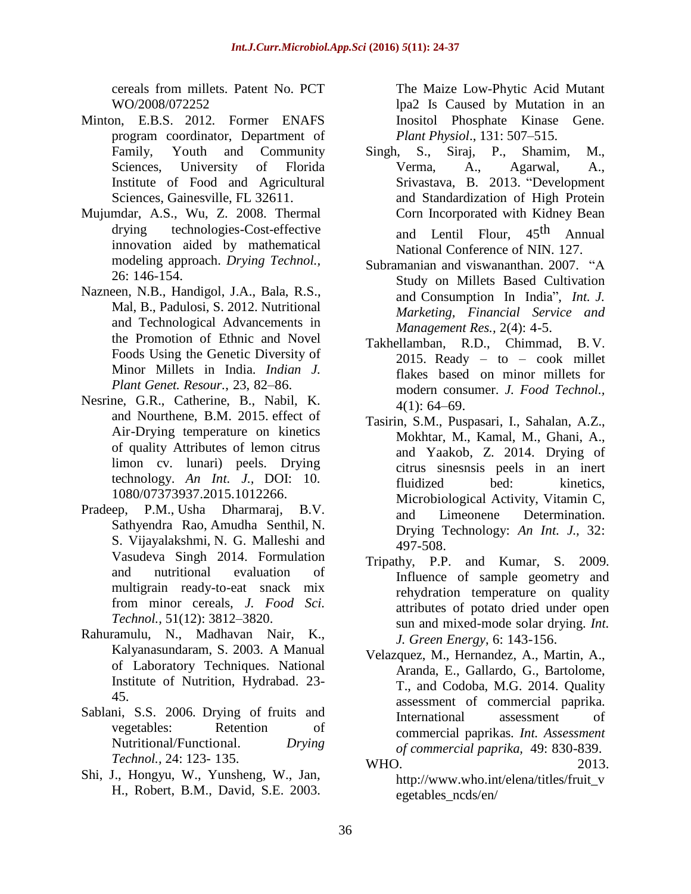cereals from millets. Patent No. PCT WO/2008/072252

Minton, E.B.S. 2012. Former ENAFS program coordinator, Department of Family, Youth and Community Sciences, University of Florida Institute of Food and Agricultural Sciences, Gainesville, FL 32611.

Mujumdar, A.S., Wu, Z. 2008. Thermal drying technologies-Cost-effective innovation aided by mathematical modeling approach. *Drying Technol.,* 26: 146-154.

Nazneen, N.B., Handigol, J.A., Bala, R.S., Mal, B., Padulosi, S. 2012. Nutritional and Technological Advancements in the Promotion of Ethnic and Novel Foods Using the Genetic Diversity of Minor Millets in India. *Indian J. Plant Genet. Resour.*, 23, 82–86.

Nesrine, G.R., Catherine, B., Nabil, K. and Nourthene, B.M. 2015. effect of Air-Drying temperature on kinetics of quality Attributes of lemon citrus limon cv. lunari) peels. Drying technology. *An Int. J.*, DOI: 10. 1080/07373937.2015.1012266.

Pradeep, P.M., Usha Dharmaraj, B.V. Sathyendra Rao, Amudha Senthil, N. S. Vijayalakshmi, N. G. Malleshi and Vasudeva Singh 2014. Formulation and nutritional evaluation of multigrain ready-to-eat snack mix from minor cereals, *J. Food Sci. Technol.,* 51(12): 3812–3820.

Rahuramulu, N., Madhavan Nair, K., Kalyanasundaram, S. 2003. A Manual of Laboratory Techniques. National Institute of Nutrition, Hydrabad. 23-45.

Sablani, S.S. 2006. Drying of fruits and vegetables: Retention of Nutritional/Functional. *Drying Technol.,* 24: 123- 135.

Shi, J., Hongyu, W., Yunsheng, W., Jan, H., Robert, B.M., David, S.E. 2003. The Maize Low-Phytic Acid Mutant lpa2 Is Caused by Mutation in an Inositol Phosphate Kinase Gene. *Plant Physiol*., 131: 507–515.

Singh, S., Siraj, P., Shamim, M., Verma, A., Agarwal, A., Srivastava, B. 2013. "Development and Standardization of High Protein Corn Incorporated with Kidney Bean and Lentil Flour, 45th Annual National Conference of NIN. 127.

Subramanian and viswananthan. 2007. "A Study on Millets Based Cultivation and Consumption In India", *Int. J. Marketing, Financial Service and Management Res.,* 2(4): 4-5.

Takhellamban, R.D., Chimmad, B. V. 2015. Ready – to – cook millet flakes based on minor millets for modern consumer. *J. Food Technol.*, 4(1): 64–69.

Tasirin, S.M., Puspasari, I., Sahalan, A.Z., Mokhtar, M., Kamal, M., Ghani, A., and Yaakob, Z. 2014. Drying of citrus sinesnsis peels in an inert fluidized bed: kinetics, Microbiological Activity, Vitamin C, and Limeonene Determination. Drying Technology: *An Int. J.,* 32: 497-508.

Tripathy, P.P. and Kumar, S. 2009. Influence of sample geometry and rehydration temperature on quality attributes of potato dried under open sun and mixed-mode solar drying. *Int. J. Green Energy*, 6: 143-156.

Velazquez, M., Hernandez, A., Martin, A., Aranda, E., Gallardo, G., Bartolome, T., and Codoba, M.G. 2014. Quality assessment of commercial paprika. International assessment of commercial paprikas. *Int. Assessment of commercial paprika,* 49: 830-839.

WHO. 2013. http://www.who.int/elena/titles/fruit_vegetables_ncds/en/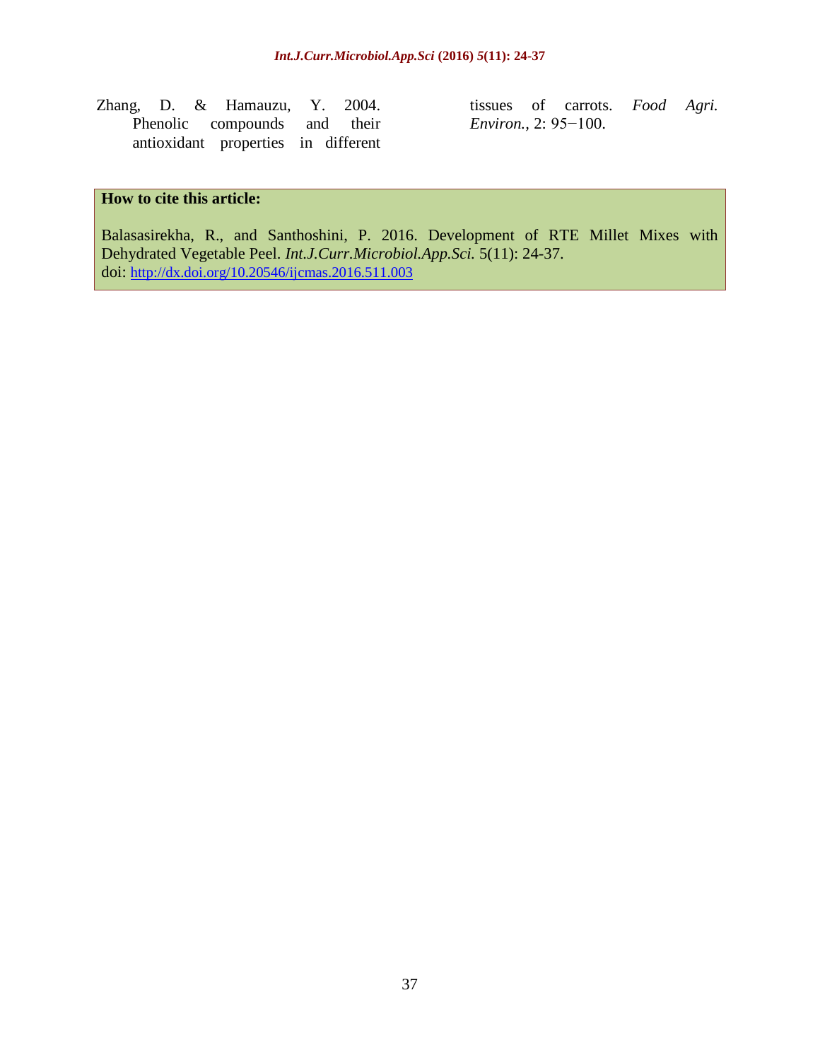Zhang, D. & Hamauzu, Y. 2004. Phenolic compounds and their antioxidant properties in different tissues of carrots. *Food Agri. Environ.*, 2: 95−100.

**How to cite this article:**

Balasasirekha, R., and Santhoshini, P. 2016. Development of RTE Millet Mixes with Dehydrated Vegetable Peel. *Int.J.Curr.Microbiol.App.Sci.* 5(11): 24-37.
doi: http://dx.doi.org/10.20546/ijcmas.2016.511.003